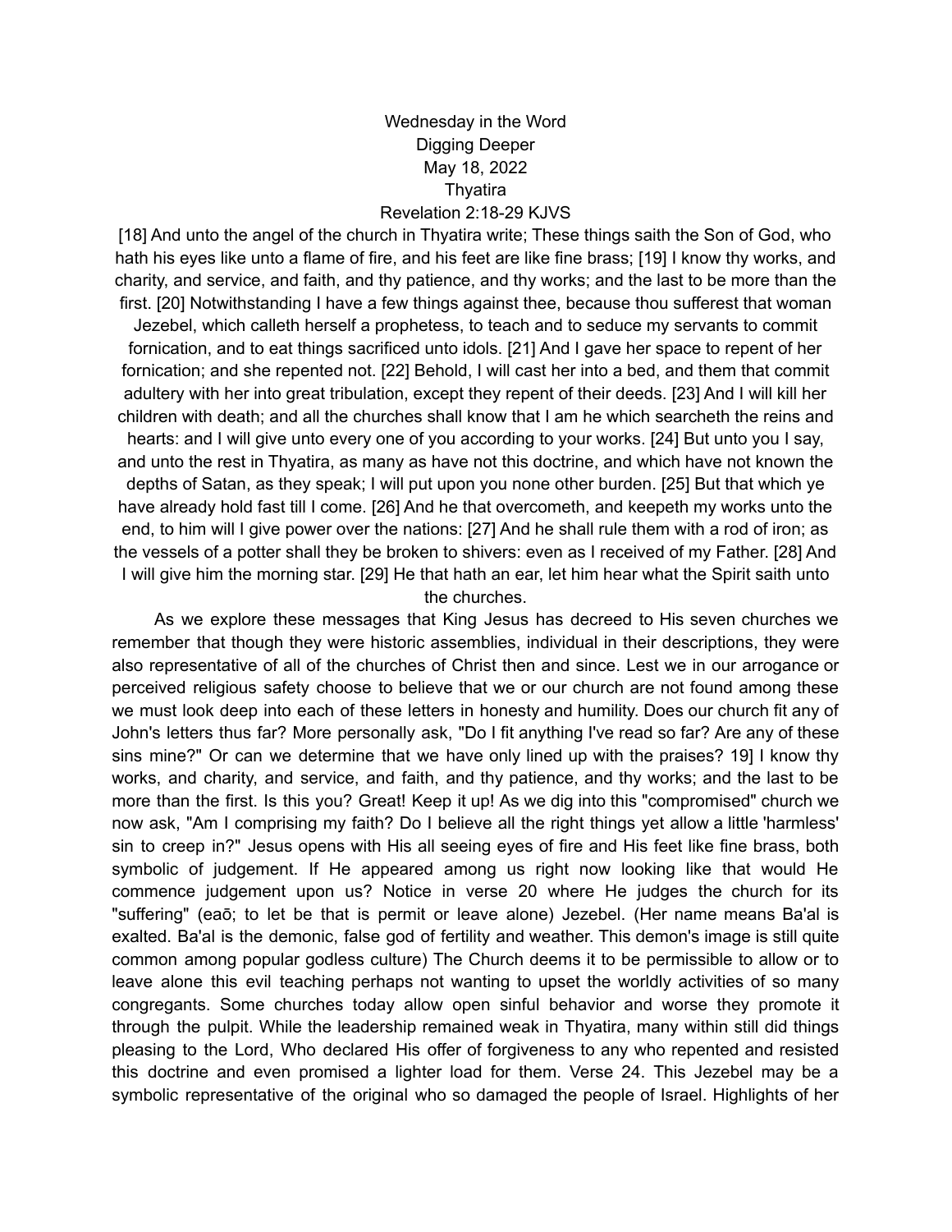Wednesday in the Word
Digging Deeper
May 18, 2022
Thyatira
Revelation 2:18-29 KJVS

[18] And unto the angel of the church in Thyatira write; These things saith the Son of God, who hath his eyes like unto a flame of fire, and his feet are like fine brass; [19] I know thy works, and charity, and service, and faith, and thy patience, and thy works; and the last to be more than the first. [20] Notwithstanding I have a few things against thee, because thou sufferest that woman Jezebel, which calleth herself a prophetess, to teach and to seduce my servants to commit fornication, and to eat things sacrificed unto idols. [21] And I gave her space to repent of her fornication; and she repented not. [22] Behold, I will cast her into a bed, and them that commit adultery with her into great tribulation, except they repent of their deeds. [23] And I will kill her children with death; and all the churches shall know that I am he which searcheth the reins and hearts: and I will give unto every one of you according to your works. [24] But unto you I say, and unto the rest in Thyatira, as many as have not this doctrine, and which have not known the depths of Satan, as they speak; I will put upon you none other burden. [25] But that which ye have already hold fast till I come. [26] And he that overcometh, and keepeth my works unto the end, to him will I give power over the nations: [27] And he shall rule them with a rod of iron; as the vessels of a potter shall they be broken to shivers: even as I received of my Father. [28] And I will give him the morning star. [29] He that hath an ear, let him hear what the Spirit saith unto the churches.

As we explore these messages that King Jesus has decreed to His seven churches we remember that though they were historic assemblies, individual in their descriptions, they were also representative of all of the churches of Christ then and since. Lest we in our arrogance or perceived religious safety choose to believe that we or our church are not found among these we must look deep into each of these letters in honesty and humility. Does our church fit any of John's letters thus far? More personally ask, "Do I fit anything I've read so far? Are any of these sins mine?" Or can we determine that we have only lined up with the praises? 19] I know thy works, and charity, and service, and faith, and thy patience, and thy works; and the last to be more than the first. Is this you? Great! Keep it up! As we dig into this "compromised" church we now ask, "Am I comprising my faith? Do I believe all the right things yet allow a little 'harmless' sin to creep in?" Jesus opens with His all seeing eyes of fire and His feet like fine brass, both symbolic of judgement. If He appeared among us right now looking like that would He commence judgement upon us? Notice in verse 20 where He judges the church for its "suffering" (eaō; to let be that is permit or leave alone) Jezebel. (Her name means Ba'al is exalted. Ba'al is the demonic, false god of fertility and weather. This demon's image is still quite common among popular godless culture) The Church deems it to be permissible to allow or to leave alone this evil teaching perhaps not wanting to upset the worldly activities of so many congregants. Some churches today allow open sinful behavior and worse they promote it through the pulpit. While the leadership remained weak in Thyatira, many within still did things pleasing to the Lord, Who declared His offer of forgiveness to any who repented and resisted this doctrine and even promised a lighter load for them. Verse 24. This Jezebel may be a symbolic representative of the original who so damaged the people of Israel. Highlights of her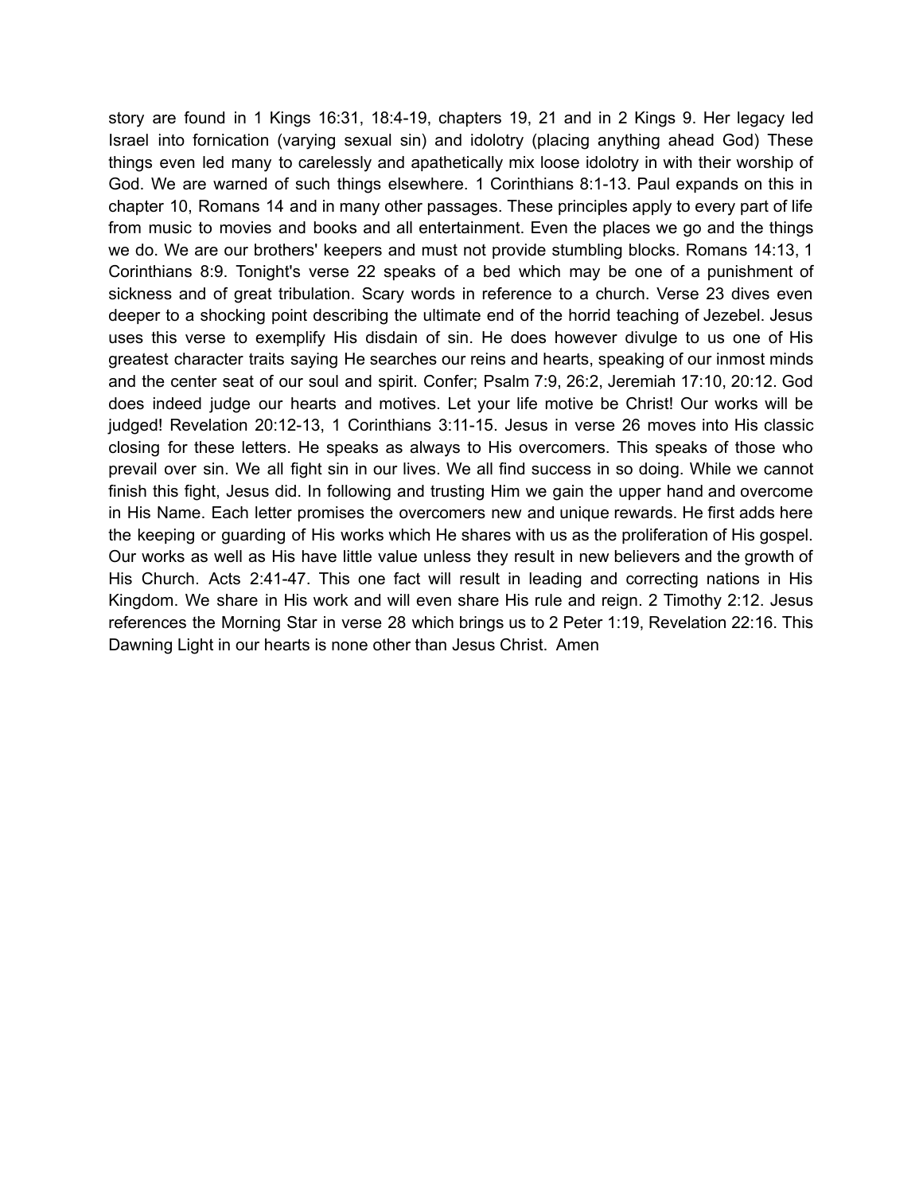story are found in 1 Kings 16:31, 18:4-19, chapters 19, 21 and in 2 Kings 9. Her legacy led Israel into fornication (varying sexual sin) and idolotry (placing anything ahead God) These things even led many to carelessly and apathetically mix loose idolotry in with their worship of God. We are warned of such things elsewhere. 1 Corinthians 8:1-13. Paul expands on this in chapter 10, Romans 14 and in many other passages. These principles apply to every part of life from music to movies and books and all entertainment. Even the places we go and the things we do. We are our brothers' keepers and must not provide stumbling blocks. Romans 14:13, 1 Corinthians 8:9. Tonight's verse 22 speaks of a bed which may be one of a punishment of sickness and of great tribulation. Scary words in reference to a church. Verse 23 dives even deeper to a shocking point describing the ultimate end of the horrid teaching of Jezebel. Jesus uses this verse to exemplify His disdain of sin. He does however divulge to us one of His greatest character traits saying He searches our reins and hearts, speaking of our inmost minds and the center seat of our soul and spirit. Confer; Psalm 7:9, 26:2, Jeremiah 17:10, 20:12. God does indeed judge our hearts and motives. Let your life motive be Christ! Our works will be judged! Revelation 20:12-13, 1 Corinthians 3:11-15. Jesus in verse 26 moves into His classic closing for these letters. He speaks as always to His overcomers. This speaks of those who prevail over sin. We all fight sin in our lives. We all find success in so doing. While we cannot finish this fight, Jesus did. In following and trusting Him we gain the upper hand and overcome in His Name. Each letter promises the overcomers new and unique rewards. He first adds here the keeping or guarding of His works which He shares with us as the proliferation of His gospel. Our works as well as His have little value unless they result in new believers and the growth of His Church. Acts 2:41-47. This one fact will result in leading and correcting nations in His Kingdom. We share in His work and will even share His rule and reign. 2 Timothy 2:12. Jesus references the Morning Star in verse 28 which brings us to 2 Peter 1:19, Revelation 22:16. This Dawning Light in our hearts is none other than Jesus Christ. Amen